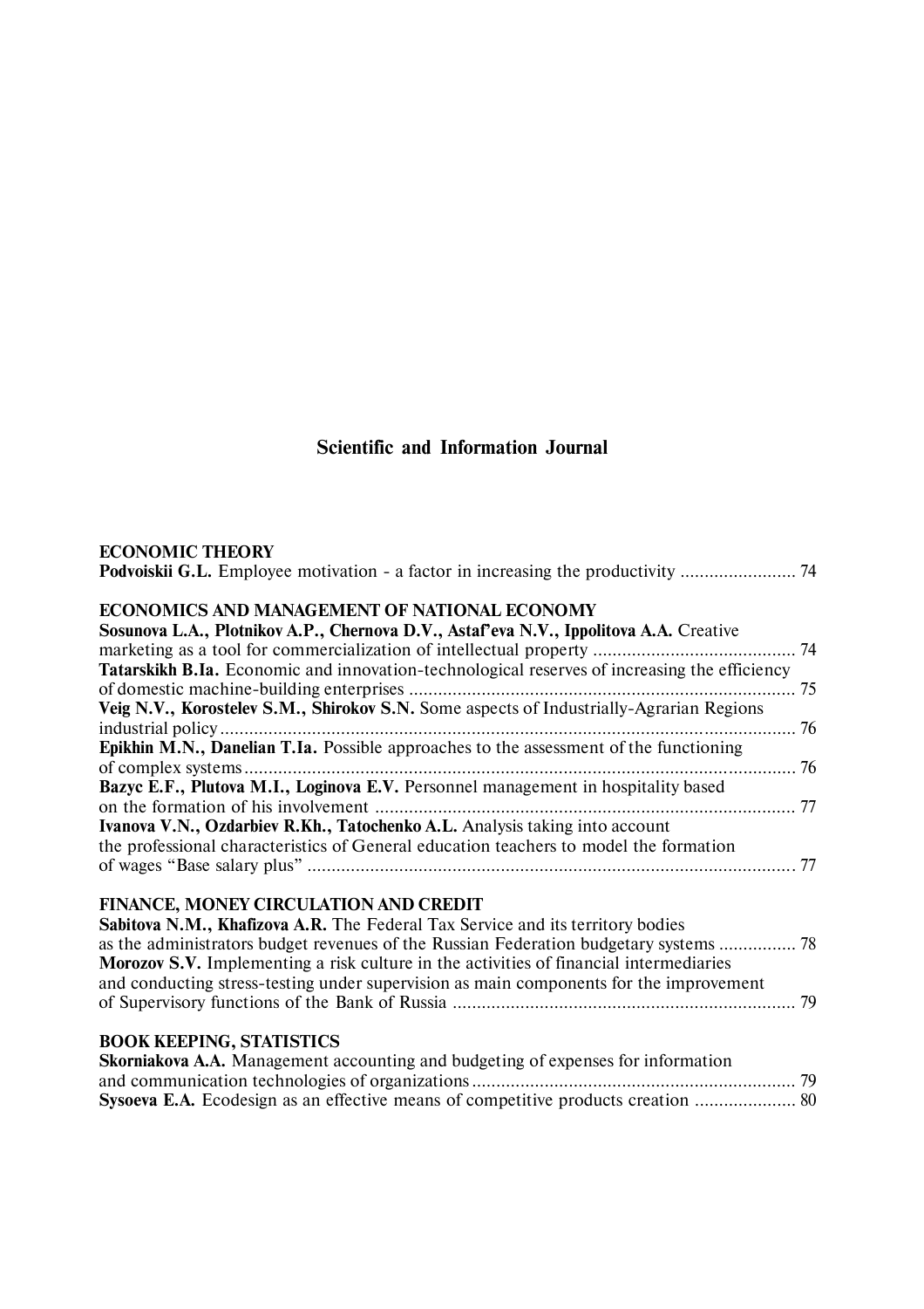## Scientific and Information Journal

**ECONOMIC THEORY**

**Podvoiskii G.L.** Employee motivation - a factor in increasing the productivity ........................ 74

**ECONOMICS AND MANAGEMENT OF NATIONAL ECONOMY**

**Sosunova L.A., Plotnikov A.P., Chernova D.V., Astaf'eva N.V., Ippolitova A.A.** Creative marketing as a tool for commercialization of intellectual property .......................................... 74

**Tatarskikh B.Ia.** Economic and innovation-technological reserves of increasing the efficiency of domestic machine-building enterprises ................................................................................ 75

**Veig N.V., Korostelev S.M., Shirokov S.N.** Some aspects of Industrially-Agrarian Regions industrial policy ....................................................................................................................... 76

**Epikhin M.N., Danelian T.Ia.** Possible approaches to the assessment of the functioning of complex systems .................................................................................................................. 76

**Bazyc E.F., Plutova M.I., Loginova E.V.** Personnel management in hospitality based on the formation of his involvement ....................................................................................... 77

**Ivanova V.N., Ozdarbiev R.Kh., Tatochenko A.L.** Analysis taking into account the professional characteristics of General education teachers to model the formation of wages "Base salary plus" ..................................................................................................... 77

**FINANCE, MONEY CIRCULATION AND CREDIT**

**Sabitova N.M., Khafizova A.R.** The Federal Tax Service and its territory bodies as the administrators budget revenues of the Russian Federation budgetary systems ................ 78

**Morozov S.V.** Implementing a risk culture in the activities of financial intermediaries and conducting stress-testing under supervision as main components for the improvement of Supervisory functions of the Bank of Russia ....................................................................... 79

**BOOK KEEPING, STATISTICS**

**Skorniakova A.A.** Management accounting and budgeting of expenses for information and communication technologies of organizations ................................................................... 79

**Sysoeva E.A.** Ecodesign as an effective means of competitive products creation ..................... 80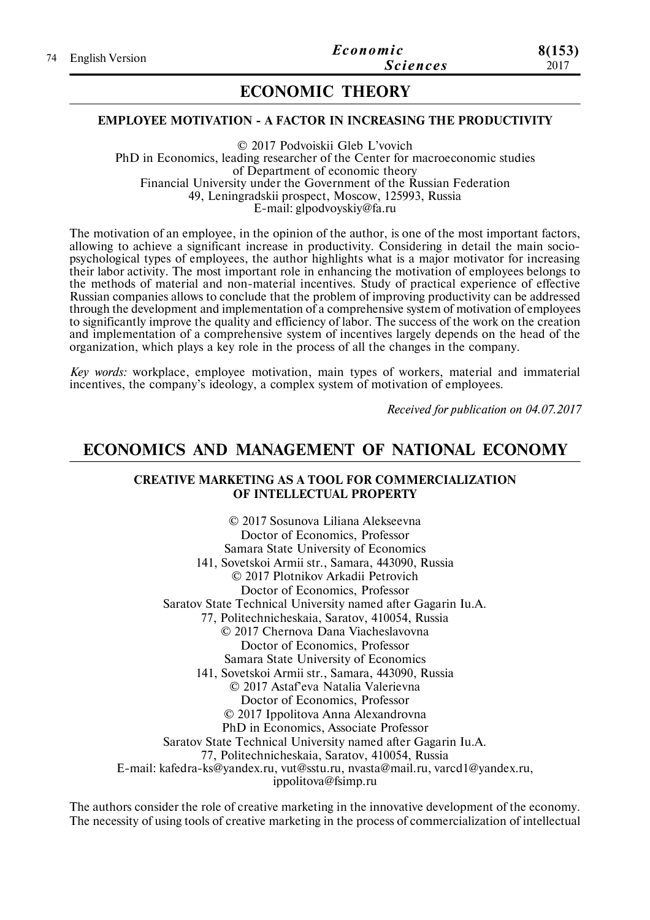# ECONOMIC THEORY

### EMPLOYEE MOTIVATION - A FACTOR IN INCREASING THE PRODUCTIVITY

© 2017 Podvoiskii Gleb L'vovich
PhD in Economics, leading researcher of the Center for macroeconomic studies
of Department of economic theory
Financial University under the Government of the Russian Federation
49, Leningradskii prospect, Moscow, 125993, Russia
E-mail: glpodvoyskiy@fa.ru

The motivation of an employee, in the opinion of the author, is one of the most important factors, allowing to achieve a significant increase in productivity. Considering in detail the main socio-psychological types of employees, the author highlights what is a major motivator for increasing their labor activity. The most important role in enhancing the motivation of employees belongs to the methods of material and non-material incentives. Study of practical experience of effective Russian companies allows to conclude that the problem of improving productivity can be addressed through the development and implementation of a comprehensive system of motivation of employees to significantly improve the quality and efficiency of labor. The success of the work on the creation and implementation of a comprehensive system of incentives largely depends on the head of the organization, which plays a key role in the process of all the changes in the company.

*Key words:* workplace, employee motivation, main types of workers, material and immaterial incentives, the company's ideology, a complex system of motivation of employees.

*Received for publication on 04.07.2017*

# ECONOMICS AND MANAGEMENT OF NATIONAL ECONOMY

### CREATIVE MARKETING AS A TOOL FOR COMMERCIALIZATION OF INTELLECTUAL PROPERTY

© 2017 Sosunova Liliana Alekseevna
Doctor of Economics, Professor
Samara State University of Economics
141, Sovetskoi Armii str., Samara, 443090, Russia
© 2017 Plotnikov Arkadii Petrovich
Doctor of Economics, Professor
Saratov State Technical University named after Gagarin Iu.A.
77, Politechnicheskaia, Saratov, 410054, Russia
© 2017 Chernova Dana Viacheslavovna
Doctor of Economics, Professor
Samara State University of Economics
141, Sovetskoi Armii str., Samara, 443090, Russia
© 2017 Astaf'eva Natalia Valerievna
Doctor of Economics, Professor
© 2017 Ippolitova Anna Alexandrovna
PhD in Economics, Associate Professor
Saratov State Technical University named after Gagarin Iu.A.
77, Politechnicheskaia, Saratov, 410054, Russia
E-mail: kafedra-ks@yandex.ru, vut@sstu.ru, nvasta@mail.ru, varcd1@yandex.ru, ippolitova@fsimp.ru

The authors consider the role of creative marketing in the innovative development of the economy. The necessity of using tools of creative marketing in the process of commercialization of intellectual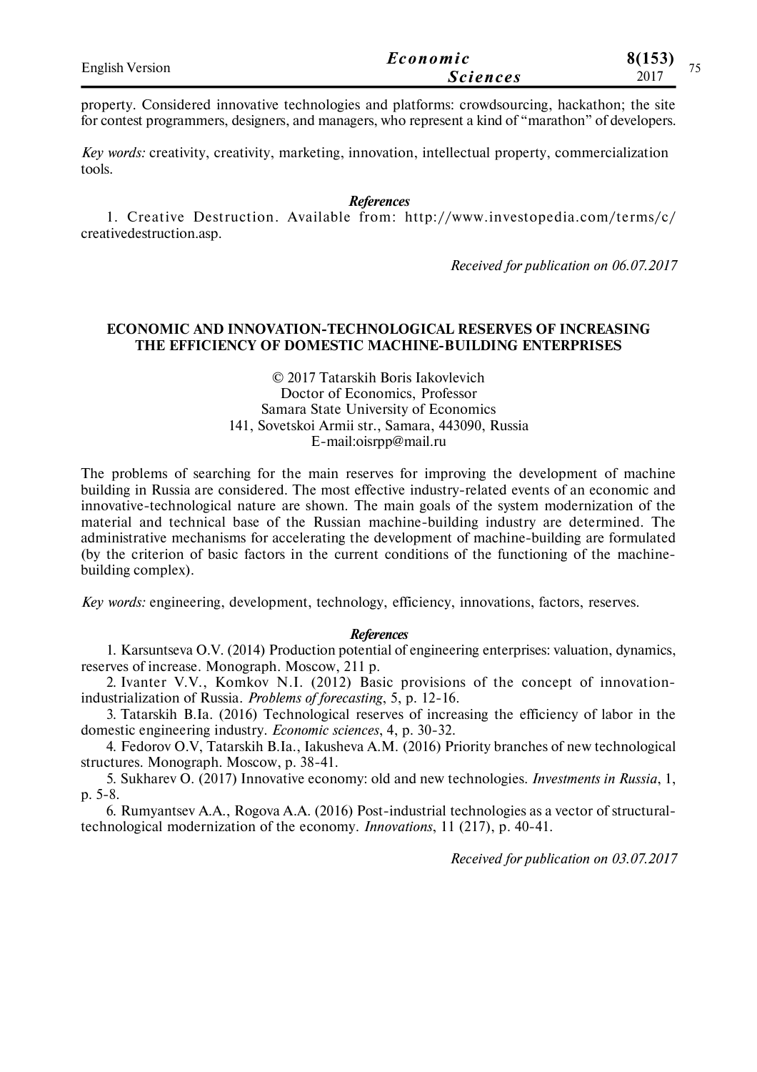property. Considered innovative technologies and platforms: crowdsourcing, hackathon; the site for contest programmers, designers, and managers, who represent a kind of "marathon" of developers.

*Key words:* creativity, creativity, marketing, innovation, intellectual property, commercialization tools.

***References***

1. Creative Destruction. Available from: http://www.investopedia.com/terms/c/creativedestruction.asp.

*Received for publication on 06.07.2017*

## ECONOMIC AND INNOVATION-TECHNOLOGICAL RESERVES OF INCREASING THE EFFICIENCY OF DOMESTIC MACHINE-BUILDING ENTERPRISES

© 2017 Tatarskih Boris Iakovlevich
Doctor of Economics, Professor
Samara State University of Economics
141, Sovetskoi Armii str., Samara, 443090, Russia
E-mail:oisrpp@mail.ru

The problems of searching for the main reserves for improving the development of machine building in Russia are considered. The most effective industry-related events of an economic and innovative-technological nature are shown. The main goals of the system modernization of the material and technical base of the Russian machine-building industry are determined. The administrative mechanisms for accelerating the development of machine-building are formulated (by the criterion of basic factors in the current conditions of the functioning of the machine-building complex).

*Key words:* engineering, development, technology, efficiency, innovations, factors, reserves.

***References***

1. Karsuntseva O.V. (2014) Production potential of engineering enterprises: valuation, dynamics, reserves of increase. Monograph. Moscow, 211 p.
2. Ivanter V.V., Komkov N.I. (2012) Basic provisions of the concept of innovation-industrialization of Russia. *Problems of forecasting*, 5, p. 12-16.
3. Tatarskih B.Ia. (2016) Technological reserves of increasing the efficiency of labor in the domestic engineering industry. *Economic sciences*, 4, p. 30-32.
4. Fedorov O.V, Tatarskih B.Ia., Iakusheva A.M. (2016) Priority branches of new technological structures. Monograph. Moscow, p. 38-41.
5. Sukharev O. (2017) Innovative economy: old and new technologies. *Investments in Russia*, 1, p. 5-8.
6. Rumyantsev A.A., Rogova A.A. (2016) Post-industrial technologies as a vector of structural-technological modernization of the economy. *Innovations*, 11 (217), p. 40-41.

*Received for publication on 03.07.2017*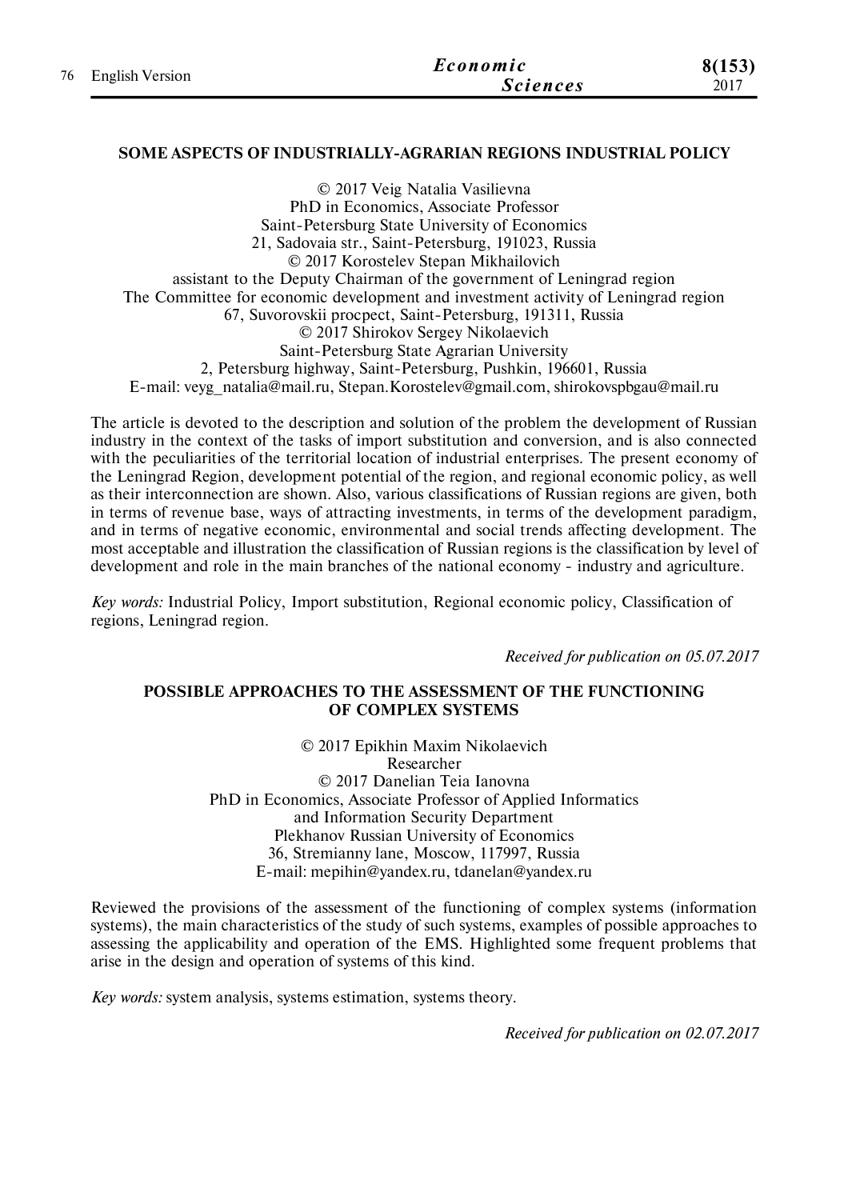## SOME ASPECTS OF INDUSTRIALLY-AGRARIAN REGIONS INDUSTRIAL POLICY

© 2017 Veig Natalia Vasilievna
PhD in Economics, Associate Professor
Saint-Petersburg State University of Economics
21, Sadovaia str., Saint-Petersburg, 191023, Russia
© 2017 Korostelev Stepan Mikhailovich
assistant to the Deputy Chairman of the government of Leningrad region
The Committee for economic development and investment activity of Leningrad region
67, Suvorovskii procpect, Saint-Petersburg, 191311, Russia
© 2017 Shirokov Sergey Nikolaevich
Saint-Petersburg State Agrarian University
2, Petersburg highway, Saint-Petersburg, Pushkin, 196601, Russia
E-mail: veyg_natalia@mail.ru, Stepan.Korostelev@gmail.com, shirokovspbgau@mail.ru

The article is devoted to the description and solution of the problem the development of Russian industry in the context of the tasks of import substitution and conversion, and is also connected with the peculiarities of the territorial location of industrial enterprises. The present economy of the Leningrad Region, development potential of the region, and regional economic policy, as well as their interconnection are shown. Also, various classifications of Russian regions are given, both in terms of revenue base, ways of attracting investments, in terms of the development paradigm, and in terms of negative economic, environmental and social trends affecting development. The most acceptable and illustration the classification of Russian regions is the classification by level of development and role in the main branches of the national economy - industry and agriculture.

*Key words:* Industrial Policy, Import substitution, Regional economic policy, Classification of regions, Leningrad region.

*Received for publication on 05.07.2017*

## POSSIBLE APPROACHES TO THE ASSESSMENT OF THE FUNCTIONING OF COMPLEX SYSTEMS

© 2017 Epikhin Maxim Nikolaevich
Researcher
© 2017 Danelian Teia Ianovna
PhD in Economics, Associate Professor of Applied Informatics
and Information Security Department
Plekhanov Russian University of Economics
36, Stremianny lane, Moscow, 117997, Russia
E-mail: mepihin@yandex.ru, tdanelan@yandex.ru

Reviewed the provisions of the assessment of the functioning of complex systems (information systems), the main characteristics of the study of such systems, examples of possible approaches to assessing the applicability and operation of the EMS. Highlighted some frequent problems that arise in the design and operation of systems of this kind.

*Key words:* system analysis, systems estimation, systems theory.

*Received for publication on 02.07.2017*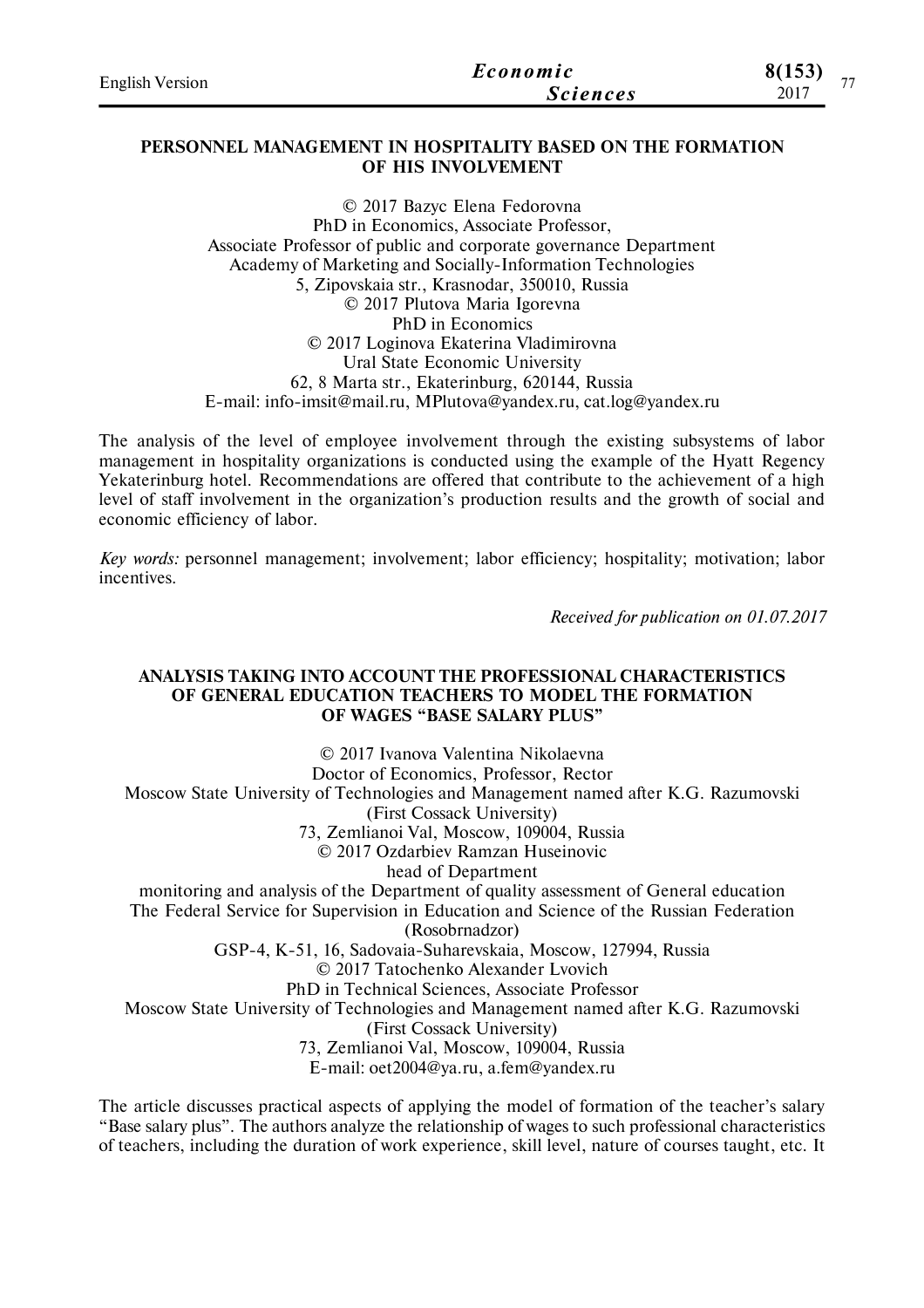## PERSONNEL MANAGEMENT IN HOSPITALITY BASED ON THE FORMATION OF HIS INVOLVEMENT

© 2017 Bazyc Elena Fedorovna
PhD in Economics, Associate Professor,
Associate Professor of public and corporate governance Department
Academy of Marketing and Socially-Information Technologies
5, Zipovskaia str., Krasnodar, 350010, Russia
© 2017 Plutova Maria Igorevna
PhD in Economics
© 2017 Loginova Ekaterina Vladimirovna
Ural State Economic University
62, 8 Marta str., Ekaterinburg, 620144, Russia
E-mail: info-imsit@mail.ru, MPlutova@yandex.ru, cat.log@yandex.ru

The analysis of the level of employee involvement through the existing subsystems of labor management in hospitality organizations is conducted using the example of the Hyatt Regency Yekaterinburg hotel. Recommendations are offered that contribute to the achievement of a high level of staff involvement in the organization's production results and the growth of social and economic efficiency of labor.

*Key words:* personnel management; involvement; labor efficiency; hospitality; motivation; labor incentives.

*Received for publication on 01.07.2017*

## ANALYSIS TAKING INTO ACCOUNT THE PROFESSIONAL CHARACTERISTICS OF GENERAL EDUCATION TEACHERS TO MODEL THE FORMATION OF WAGES "BASE SALARY PLUS"

© 2017 Ivanova Valentina Nikolaevna
Doctor of Economics, Professor, Rector
Moscow State University of Technologies and Management named after K.G. Razumovski
(First Cossack University)
73, Zemlianoi Val, Moscow, 109004, Russia
© 2017 Ozdarbiev Ramzan Huseinovic
head of Department
monitoring and analysis of the Department of quality assessment of General education
The Federal Service for Supervision in Education and Science of the Russian Federation
(Rosobrnadzor)
GSP-4, K-51, 16, Sadovaia-Suharevskaia, Moscow, 127994, Russia
© 2017 Tatochenko Alexander Lvovich
PhD in Technical Sciences, Associate Professor
Moscow State University of Technologies and Management named after K.G. Razumovski
(First Cossack University)
73, Zemlianoi Val, Moscow, 109004, Russia
E-mail: oet2004@ya.ru, a.fem@yandex.ru

The article discusses practical aspects of applying the model of formation of the teacher's salary "Base salary plus". The authors analyze the relationship of wages to such professional characteristics of teachers, including the duration of work experience, skill level, nature of courses taught, etc. It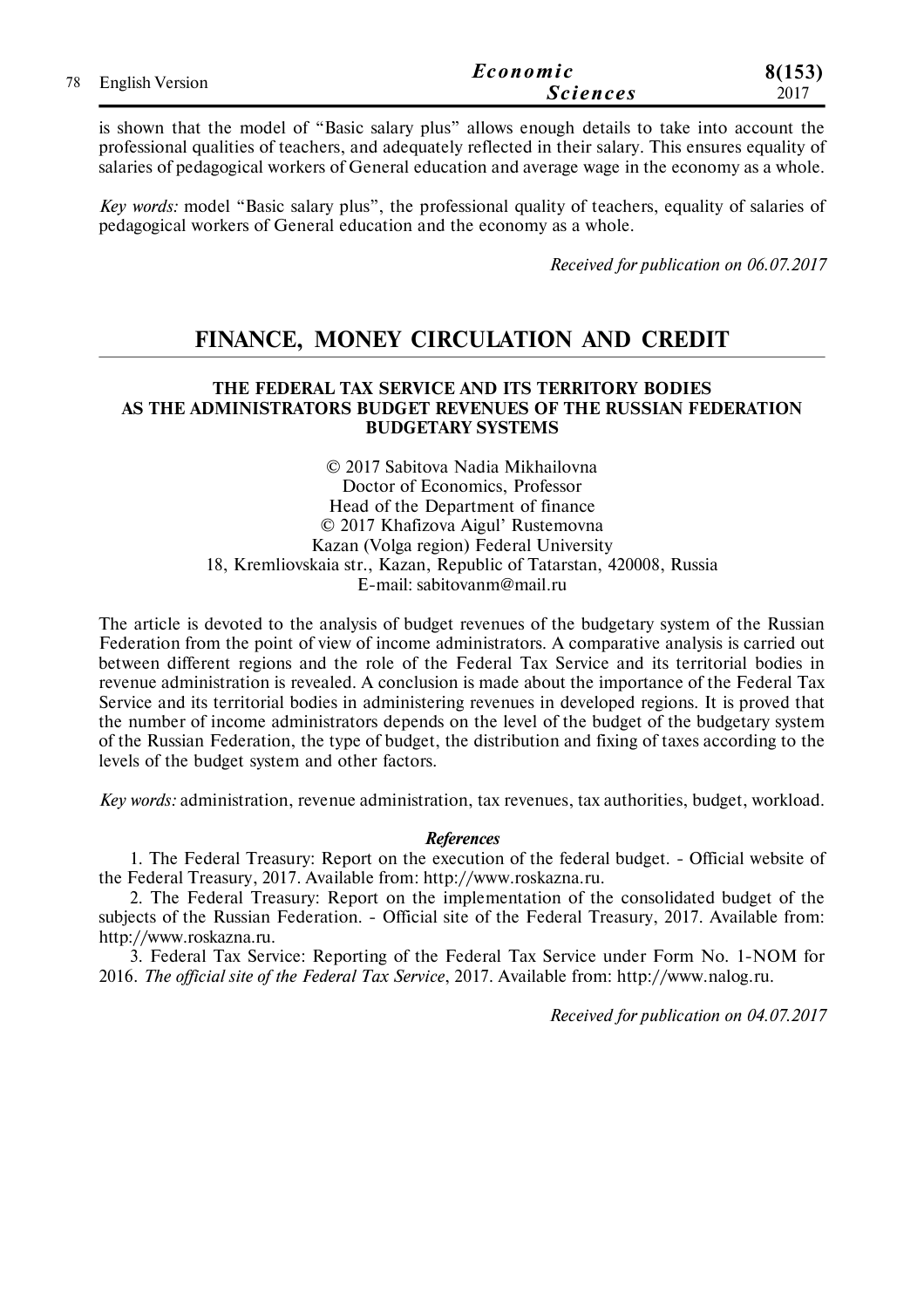is shown that the model of "Basic salary plus" allows enough details to take into account the professional qualities of teachers, and adequately reflected in their salary. This ensures equality of salaries of pedagogical workers of General education and average wage in the economy as a whole.

*Key words:* model "Basic salary plus", the professional quality of teachers, equality of salaries of pedagogical workers of General education and the economy as a whole.

*Received for publication on 06.07.2017*

# FINANCE, MONEY CIRCULATION AND CREDIT

## THE FEDERAL TAX SERVICE AND ITS TERRITORY BODIES AS THE ADMINISTRATORS BUDGET REVENUES OF THE RUSSIAN FEDERATION BUDGETARY SYSTEMS

© 2017 Sabitova Nadia Mikhailovna
Doctor of Economics, Professor
Head of the Department of finance
© 2017 Khafizova Aigul' Rustemovna
Kazan (Volga region) Federal University
18, Kremliovskaia str., Kazan, Republic of Tatarstan, 420008, Russia
E-mail: sabitovanm@mail.ru

The article is devoted to the analysis of budget revenues of the budgetary system of the Russian Federation from the point of view of income administrators. A comparative analysis is carried out between different regions and the role of the Federal Tax Service and its territorial bodies in revenue administration is revealed. A conclusion is made about the importance of the Federal Tax Service and its territorial bodies in administering revenues in developed regions. It is proved that the number of income administrators depends on the level of the budget of the budgetary system of the Russian Federation, the type of budget, the distribution and fixing of taxes according to the levels of the budget system and other factors.

*Key words:* administration, revenue administration, tax revenues, tax authorities, budget, workload.

### *References*

1. The Federal Treasury: Report on the execution of the federal budget. - Official website of the Federal Treasury, 2017. Available from: http://www.roskazna.ru.
2. The Federal Treasury: Report on the implementation of the consolidated budget of the subjects of the Russian Federation. - Official site of the Federal Treasury, 2017. Available from: http://www.roskazna.ru.
3. Federal Tax Service: Reporting of the Federal Tax Service under Form No. 1-NOM for 2016. *The official site of the Federal Tax Service*, 2017. Available from: http://www.nalog.ru.

*Received for publication on 04.07.2017*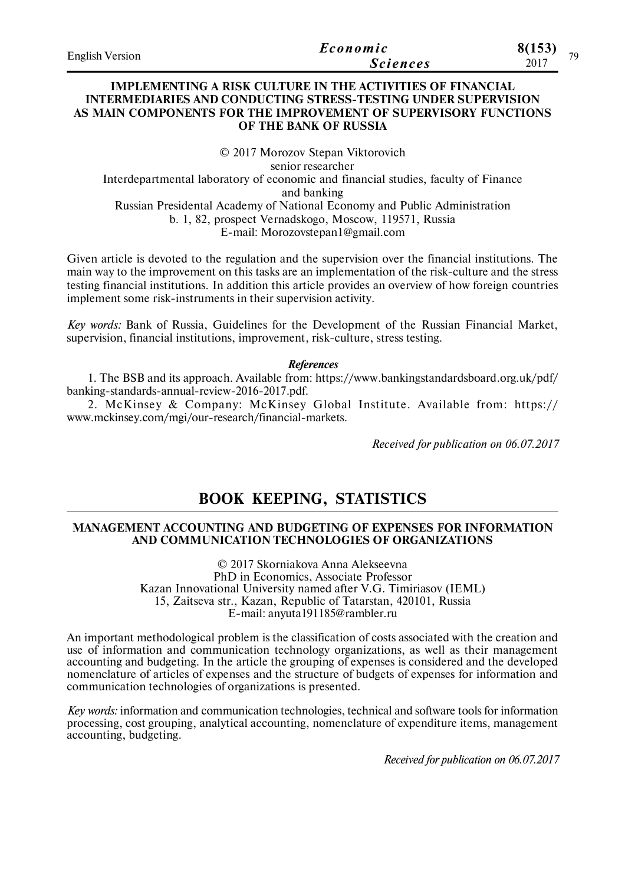### IMPLEMENTING A RISK CULTURE IN THE ACTIVITIES OF FINANCIAL INTERMEDIARIES AND CONDUCTING STRESS-TESTING UNDER SUPERVISION AS MAIN COMPONENTS FOR THE IMPROVEMENT OF SUPERVISORY FUNCTIONS OF THE BANK OF RUSSIA

© 2017 Morozov Stepan Viktorovich
senior researcher
Interdepartmental laboratory of economic and financial studies, faculty of Finance and banking
Russian Presidental Academy of National Economy and Public Administration
b. 1, 82, prospect Vernadskogo, Moscow, 119571, Russia
E-mail: Morozovstepan1@gmail.com

Given article is devoted to the regulation and the supervision over the financial institutions. The main way to the improvement on this tasks are an implementation of the risk-culture and the stress testing financial institutions. In addition this article provides an overview of how foreign countries implement some risk-instruments in their supervision activity.

*Key words:* Bank of Russia, Guidelines for the Development of the Russian Financial Market, supervision, financial institutions, improvement, risk-culture, stress testing.

***References***

1. The BSB and its approach. Available from: https://www.bankingstandardsboard.org.uk/pdf/banking-standards-annual-review-2016-2017.pdf.
2. McKinsey & Company: McKinsey Global Institute. Available from: https://www.mckinsey.com/mgi/our-research/financial-markets.

*Received for publication on 06.07.2017*

## BOOK KEEPING, STATISTICS

### MANAGEMENT ACCOUNTING AND BUDGETING OF EXPENSES FOR INFORMATION AND COMMUNICATION TECHNOLOGIES OF ORGANIZATIONS

© 2017 Skorniakova Anna Alekseevna
PhD in Economics, Associate Professor
Kazan Innovational University named after V.G. Timiriasov (IEML)
15, Zaitseva str., Kazan, Republic of Tatarstan, 420101, Russia
E-mail: anyuta191185@rambler.ru

An important methodological problem is the classification of costs associated with the creation and use of information and communication technology organizations, as well as their management accounting and budgeting. In the article the grouping of expenses is considered and the developed nomenclature of articles of expenses and the structure of budgets of expenses for information and communication technologies of organizations is presented.

*Key words:* information and communication technologies, technical and software tools for information processing, cost grouping, analytical accounting, nomenclature of expenditure items, management accounting, budgeting.

*Received for publication on 06.07.2017*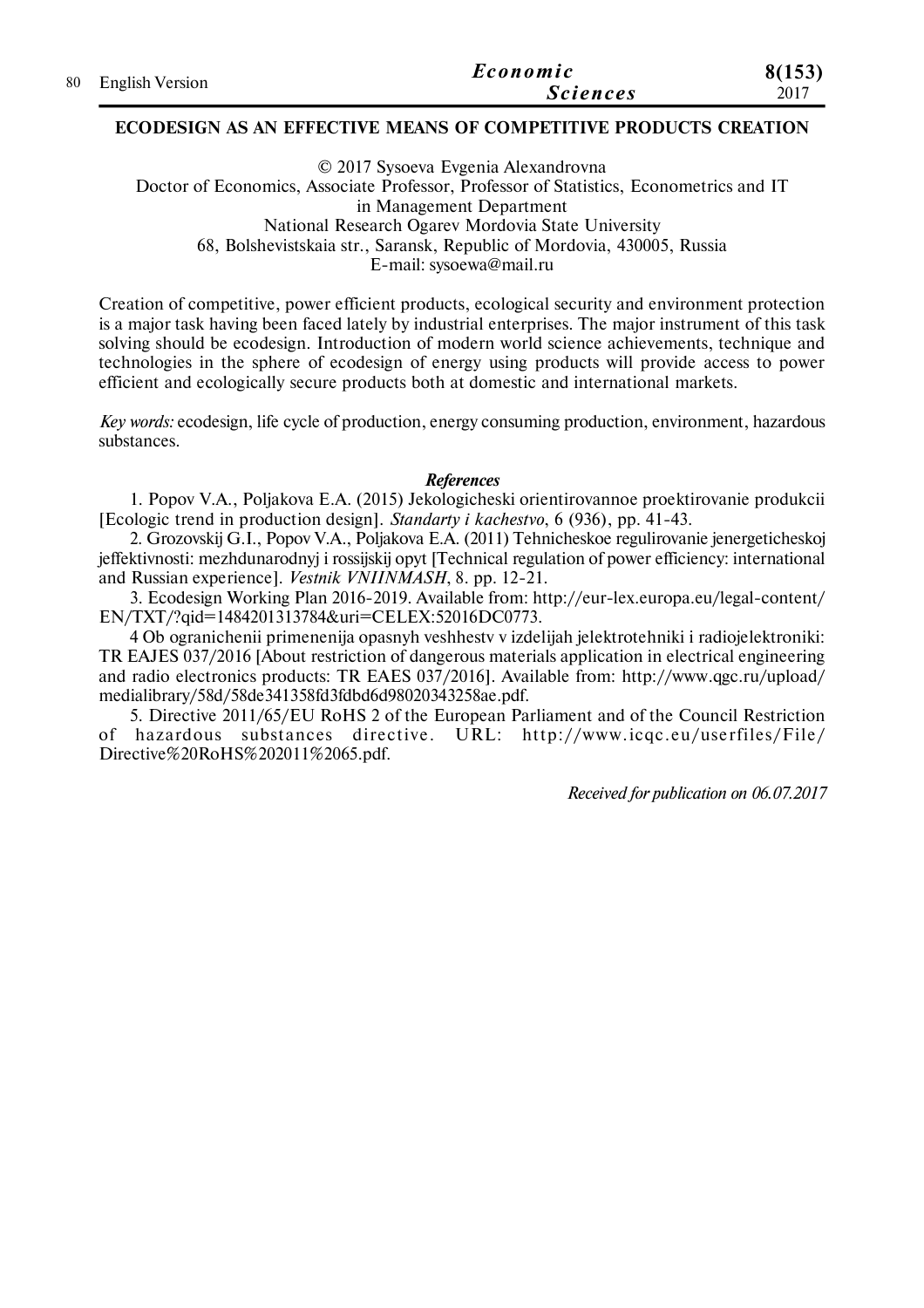## ECODESIGN AS AN EFFECTIVE MEANS OF COMPETITIVE PRODUCTS CREATION

© 2017 Sysoeva Evgenia Alexandrovna
Doctor of Economics, Associate Professor, Professor of Statistics, Econometrics and IT in Management Department
National Research Ogarev Mordovia State University
68, Bolshevistskaia str., Saransk, Republic of Mordovia, 430005, Russia
E-mail: sysoewa@mail.ru

Creation of competitive, power efficient products, ecological security and environment protection is a major task having been faced lately by industrial enterprises. The major instrument of this task solving should be ecodesign. Introduction of modern world science achievements, technique and technologies in the sphere of ecodesign of energy using products will provide access to power efficient and ecologically secure products both at domestic and international markets.

*Key words:* ecodesign, life cycle of production, energy consuming production, environment, hazardous substances.

### *References*

1. Popov V.A., Poljakova E.A. (2015) Jekologicheski orientirovannoe proektirovanie produkcii [Ecologic trend in production design]. *Standarty i kachestvo*, 6 (936), pp. 41-43.

2. Grozovskij G.I., Popov V.A., Poljakova E.A. (2011) Tehnicheskoe regulirovanie jenergeticheskoj jeffektivnosti: mezhdunarodnyj i rossijskij opyt [Technical regulation of power efficiency: international and Russian experience]. *Vestnik VNIINMASH*, 8. pp. 12-21.

3. Ecodesign Working Plan 2016-2019. Available from: http://eur-lex.europa.eu/legal-content/EN/TXT/?qid=1484201313784&uri=CELEX:52016DC0773.

4 Ob ogranichenii primenenija opasnyh veshhestv v izdelijah jelektrotehniki i radiojelektroniki: TR EAJES 037/2016 [About restriction of dangerous materials application in electrical engineering and radio electronics products: TR EAES 037/2016]. Available from: http://www.qgc.ru/upload/medialibrary/58d/58de341358fd3fdbd6d98020343258ae.pdf.

5. Directive 2011/65/EU RoHS 2 of the European Parliament and of the Council Restriction of hazardous substances directive. URL: http://www.icqc.eu/userfiles/File/Directive%20RoHS%202011%2065.pdf.

*Received for publication on 06.07.2017*